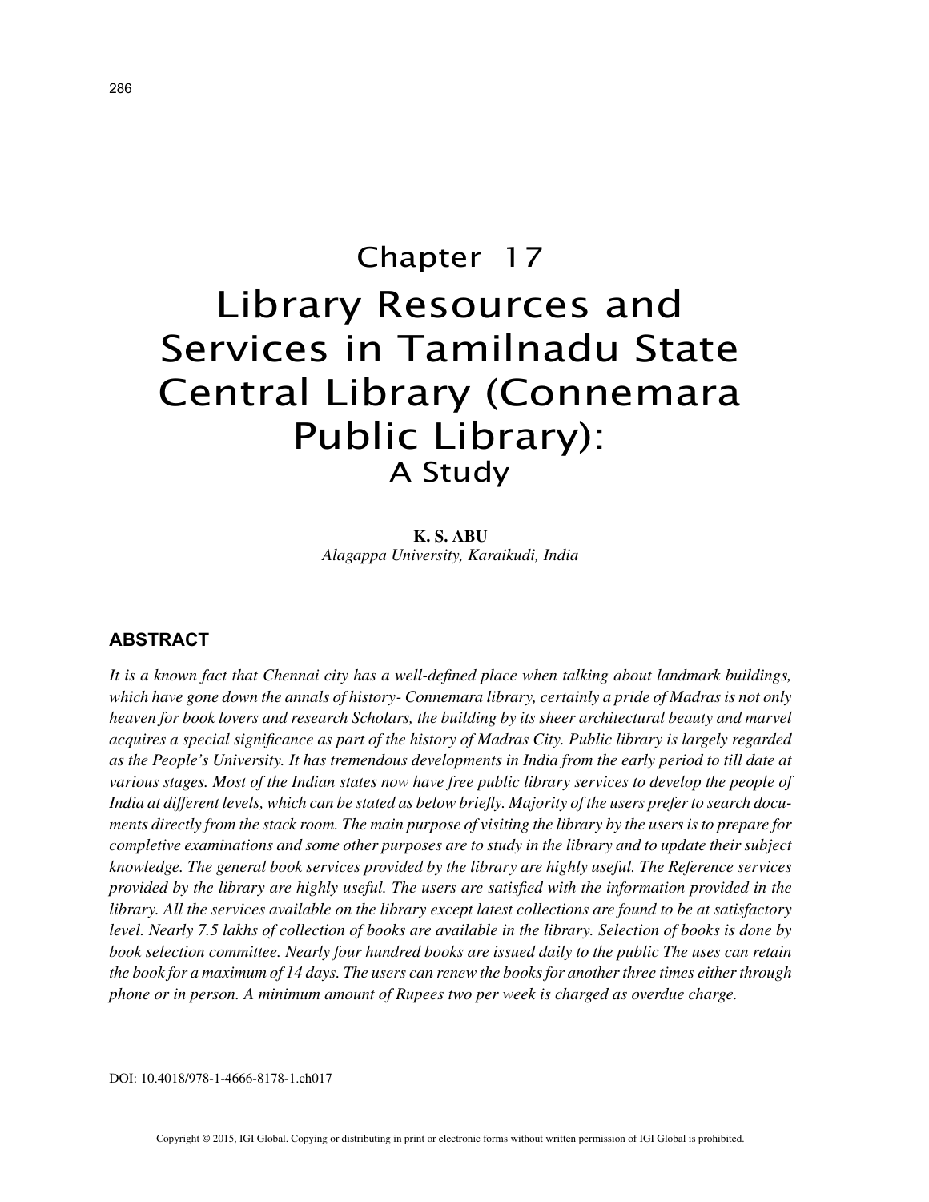# Chapter 17

# Library Resources and Services in Tamilnadu State Central Library (Connemara Public Library): A Study

**K. S. ABU**
*Alagappa University, Karaikudi, India*

## ABSTRACT

*It is a known fact that Chennai city has a well-defined place when talking about landmark buildings, which have gone down the annals of history- Connemara library, certainly a pride of Madras is not only heaven for book lovers and research Scholars, the building by its sheer architectural beauty and marvel acquires a special significance as part of the history of Madras City. Public library is largely regarded as the People's University. It has tremendous developments in India from the early period to till date at various stages. Most of the Indian states now have free public library services to develop the people of India at different levels, which can be stated as below briefly. Majority of the users prefer to search documents directly from the stack room. The main purpose of visiting the library by the users is to prepare for completive examinations and some other purposes are to study in the library and to update their subject knowledge. The general book services provided by the library are highly useful. The Reference services provided by the library are highly useful. The users are satisfied with the information provided in the library. All the services available on the library except latest collections are found to be at satisfactory level. Nearly 7.5 lakhs of collection of books are available in the library. Selection of books is done by book selection committee. Nearly four hundred books are issued daily to the public The uses can retain the book for a maximum of 14 days. The users can renew the books for another three times either through phone or in person. A minimum amount of Rupees two per week is charged as overdue charge.*

DOI: 10.4018/978-1-4666-8178-1.ch017

Copyright © 2015, IGI Global. Copying or distributing in print or electronic forms without written permission of IGI Global is prohibited.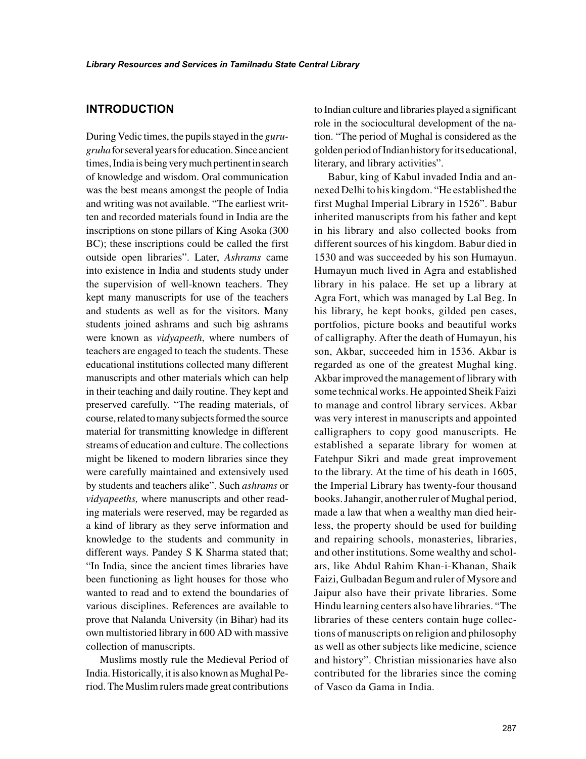## INTRODUCTION

During Vedic times, the pupils stayed in the *guru-gruha* for several years for education. Since ancient times, India is being very much pertinent in search of knowledge and wisdom. Oral communication was the best means amongst the people of India and writing was not available. "The earliest written and recorded materials found in India are the inscriptions on stone pillars of King Asoka (300 BC); these inscriptions could be called the first outside open libraries". Later, *Ashrams* came into existence in India and students study under the supervision of well-known teachers. They kept many manuscripts for use of the teachers and students as well as for the visitors. Many students joined ashrams and such big ashrams were known as *vidyapeeth*, where numbers of teachers are engaged to teach the students. These educational institutions collected many different manuscripts and other materials which can help in their teaching and daily routine. They kept and preserved carefully. "The reading materials, of course, related to many subjects formed the source material for transmitting knowledge in different streams of education and culture. The collections might be likened to modern libraries since they were carefully maintained and extensively used by students and teachers alike". Such *ashrams* or *vidyapeeths,* where manuscripts and other reading materials were reserved, may be regarded as a kind of library as they serve information and knowledge to the students and community in different ways. Pandey S K Sharma stated that; "In India, since the ancient times libraries have been functioning as light houses for those who wanted to read and to extend the boundaries of various disciplines. References are available to prove that Nalanda University (in Bihar) had its own multistoried library in 600 AD with massive collection of manuscripts.

Muslims mostly rule the Medieval Period of India. Historically, it is also known as Mughal Period. The Muslim rulers made great contributions to Indian culture and libraries played a significant role in the sociocultural development of the nation. "The period of Mughal is considered as the golden period of Indian history for its educational, literary, and library activities".

Babur, king of Kabul invaded India and annexed Delhi to his kingdom. "He established the first Mughal Imperial Library in 1526". Babur inherited manuscripts from his father and kept in his library and also collected books from different sources of his kingdom. Babur died in 1530 and was succeeded by his son Humayun. Humayun much lived in Agra and established library in his palace. He set up a library at Agra Fort, which was managed by Lal Beg. In his library, he kept books, gilded pen cases, portfolios, picture books and beautiful works of calligraphy. After the death of Humayun, his son, Akbar, succeeded him in 1536. Akbar is regarded as one of the greatest Mughal king. Akbar improved the management of library with some technical works. He appointed Sheik Faizi to manage and control library services. Akbar was very interest in manuscripts and appointed calligraphers to copy good manuscripts. He established a separate library for women at Fatehpur Sikri and made great improvement to the library. At the time of his death in 1605, the Imperial Library has twenty-four thousand books. Jahangir, another ruler of Mughal period, made a law that when a wealthy man died heirless, the property should be used for building and repairing schools, monasteries, libraries, and other institutions. Some wealthy and scholars, like Abdul Rahim Khan-i-Khanan, Shaik Faizi, Gulbadan Begum and ruler of Mysore and Jaipur also have their private libraries. Some Hindu learning centers also have libraries. "The libraries of these centers contain huge collections of manuscripts on religion and philosophy as well as other subjects like medicine, science and history". Christian missionaries have also contributed for the libraries since the coming of Vasco da Gama in India.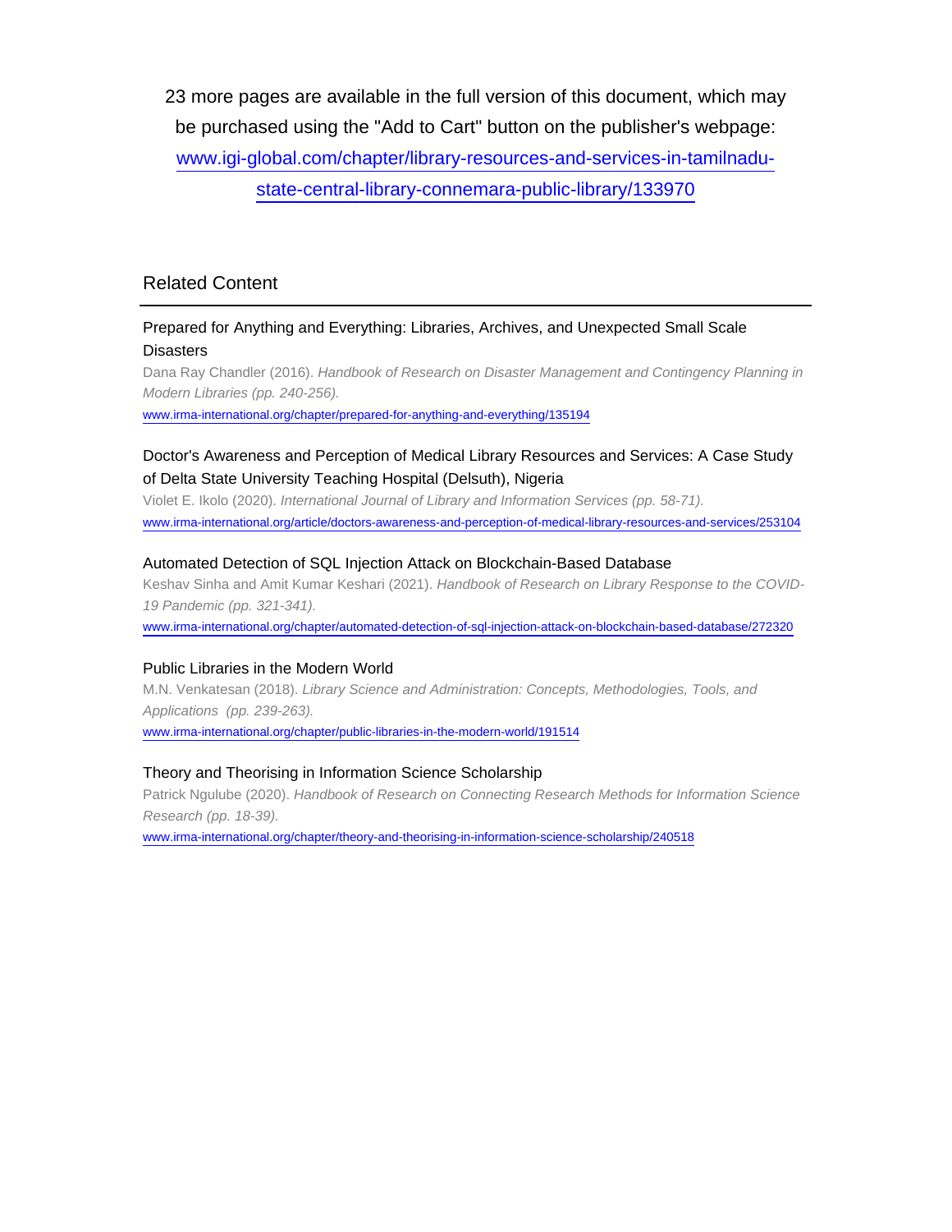23 more pages are available in the full version of this document, which may be purchased using the "Add to Cart" button on the publisher's webpage: [www.igi-global.com/chapter/library-resources-and-services-in-tamilnadu-state-central-library-connemara-public-library/133970](www.igi-global.com/chapter/library-resources-and-services-in-tamilnadu-state-central-library-connemara-public-library/133970)

## Related Content

**Prepared for Anything and Everything: Libraries, Archives, and Unexpected Small Scale Disasters**
Dana Ray Chandler (2016). *Handbook of Research on Disaster Management and Contingency Planning in Modern Libraries (pp. 240-256).*
[www.irma-international.org/chapter/prepared-for-anything-and-everything/135194](www.irma-international.org/chapter/prepared-for-anything-and-everything/135194)

**Doctor's Awareness and Perception of Medical Library Resources and Services: A Case Study of Delta State University Teaching Hospital (Delsuth), Nigeria**
Violet E. Ikolo (2020). *International Journal of Library and Information Services (pp. 58-71).*
[www.irma-international.org/article/doctors-awareness-and-perception-of-medical-library-resources-and-services/253104](www.irma-international.org/article/doctors-awareness-and-perception-of-medical-library-resources-and-services/253104)

**Automated Detection of SQL Injection Attack on Blockchain-Based Database**
Keshav Sinha and Amit Kumar Keshari (2021). *Handbook of Research on Library Response to the COVID-19 Pandemic (pp. 321-341).*
[www.irma-international.org/chapter/automated-detection-of-sql-injection-attack-on-blockchain-based-database/272320](www.irma-international.org/chapter/automated-detection-of-sql-injection-attack-on-blockchain-based-database/272320)

**Public Libraries in the Modern World**
M.N. Venkatesan (2018). *Library Science and Administration: Concepts, Methodologies, Tools, and Applications (pp. 239-263).*
[www.irma-international.org/chapter/public-libraries-in-the-modern-world/191514](www.irma-international.org/chapter/public-libraries-in-the-modern-world/191514)

**Theory and Theorising in Information Science Scholarship**
Patrick Ngulube (2020). *Handbook of Research on Connecting Research Methods for Information Science Research (pp. 18-39).*
[www.irma-international.org/chapter/theory-and-theorising-in-information-science-scholarship/240518](www.irma-international.org/chapter/theory-and-theorising-in-information-science-scholarship/240518)